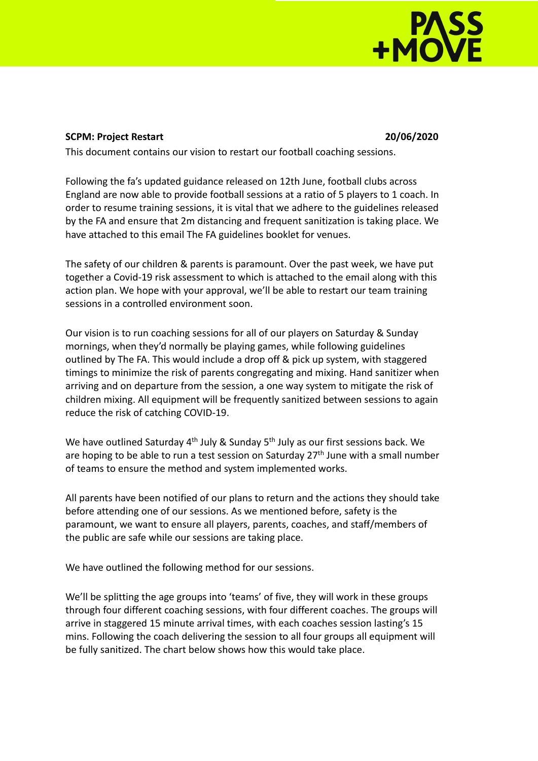**SCPM: Project Restart** **20/06/2020**

This document contains our vision to restart our football coaching sessions.

Following the fa's updated guidance released on 12th June, football clubs across England are now able to provide football sessions at a ratio of 5 players to 1 coach. In order to resume training sessions, it is vital that we adhere to the guidelines released by the FA and ensure that 2m distancing and frequent sanitization is taking place. We have attached to this email The FA guidelines booklet for venues.

The safety of our children & parents is paramount. Over the past week, we have put together a Covid-19 risk assessment to which is attached to the email along with this action plan. We hope with your approval, we'll be able to restart our team training sessions in a controlled environment soon.

Our vision is to run coaching sessions for all of our players on Saturday & Sunday mornings, when they'd normally be playing games, while following guidelines outlined by The FA. This would include a drop off & pick up system, with staggered timings to minimize the risk of parents congregating and mixing. Hand sanitizer when arriving and on departure from the session, a one way system to mitigate the risk of children mixing. All equipment will be frequently sanitized between sessions to again reduce the risk of catching COVID-19.

We have outlined Saturday 4th July & Sunday 5th July as our first sessions back. We are hoping to be able to run a test session on Saturday 27th June with a small number of teams to ensure the method and system implemented works.

All parents have been notified of our plans to return and the actions they should take before attending one of our sessions. As we mentioned before, safety is the paramount, we want to ensure all players, parents, coaches, and staff/members of the public are safe while our sessions are taking place.

We have outlined the following method for our sessions.

We'll be splitting the age groups into 'teams' of five, they will work in these groups through four different coaching sessions, with four different coaches. The groups will arrive in staggered 15 minute arrival times, with each coaches session lasting's 15 mins. Following the coach delivering the session to all four groups all equipment will be fully sanitized. The chart below shows how this would take place.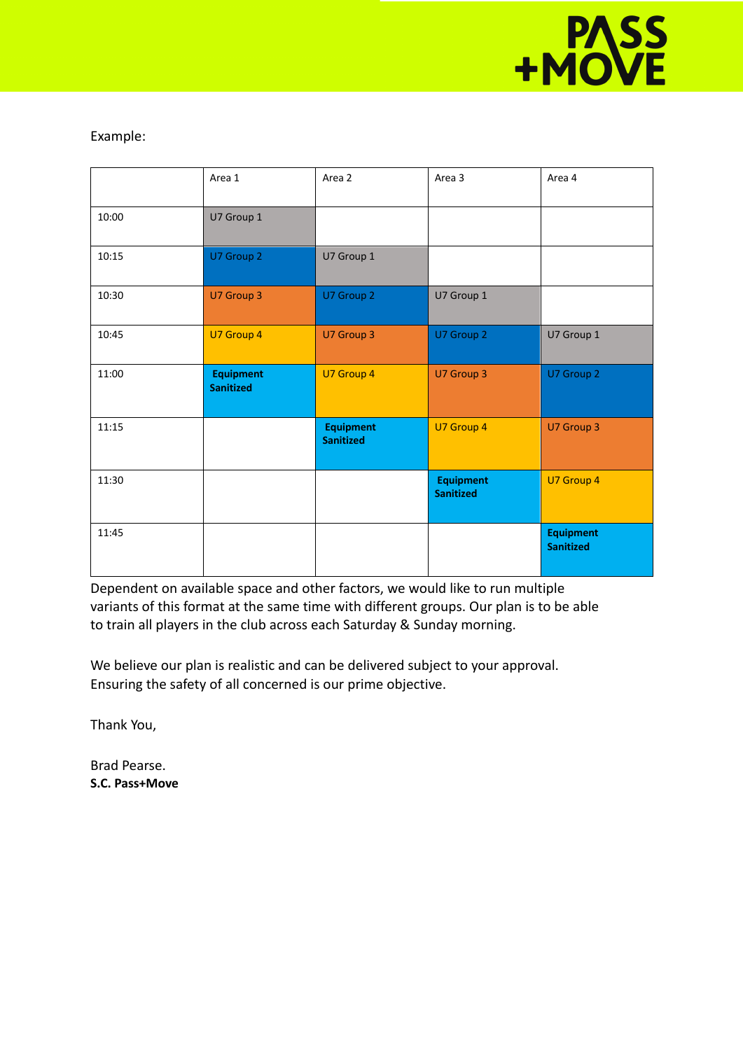Example:

| | Area 1 | Area 2 | Area 3 | Area 4 |
|---|---|---|---|---|
| 10:00 | U7 Group 1 | | | |
| 10:15 | U7 Group 2 | U7 Group 1 | | |
| 10:30 | U7 Group 3 | U7 Group 2 | U7 Group 1 | |
| 10:45 | U7 Group 4 | U7 Group 3 | U7 Group 2 | U7 Group 1 |
| 11:00 | **Equipment Sanitized** | U7 Group 4 | U7 Group 3 | U7 Group 2 |
| 11:15 | | **Equipment Sanitized** | U7 Group 4 | U7 Group 3 |
| 11:30 | | | **Equipment Sanitized** | U7 Group 4 |
| 11:45 | | | | **Equipment Sanitized** |

Dependent on available space and other factors, we would like to run multiple variants of this format at the same time with different groups. Our plan is to be able to train all players in the club across each Saturday & Sunday morning.

We believe our plan is realistic and can be delivered subject to your approval. Ensuring the safety of all concerned is our prime objective.

Thank You,

Brad Pearse.
**S.C. Pass+Move**